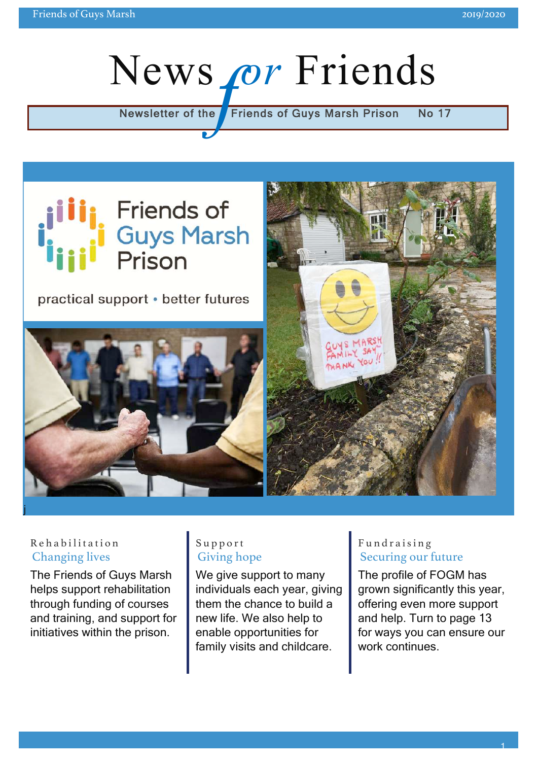# News for Friends

Newsletter of the Friends of Guys Marsh Prison No 17

Friends of Guys Marsh Prison

practical support • better futures

Rehabilitation

## Changing lives

The Friends of Guys Marsh helps support rehabilitation through funding of courses and training, and support for initiatives within the prison.

Support

## Giving hope

We give support to many individuals each year, giving them the chance to build a new life. We also help to enable opportunities for family visits and childcare.

Fundraising

## Securing our future

The profile of FOGM has grown significantly this year, offering even more support and help. Turn to page 13 for ways you can ensure our work continues.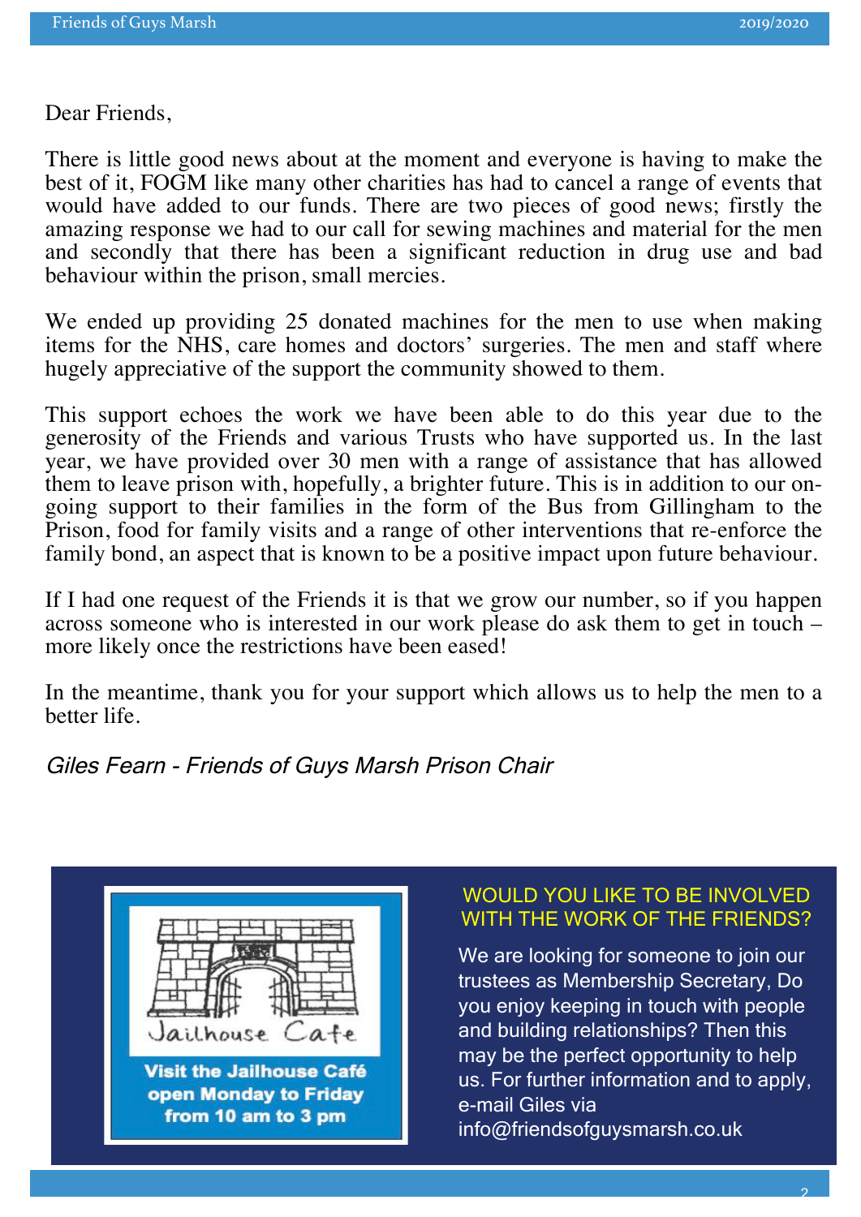Dear Friends,

There is little good news about at the moment and everyone is having to make the best of it, FOGM like many other charities has had to cancel a range of events that would have added to our funds. There are two pieces of good news; firstly the amazing response we had to our call for sewing machines and material for the men and secondly that there has been a significant reduction in drug use and bad behaviour within the prison, small mercies.

We ended up providing 25 donated machines for the men to use when making items for the NHS, care homes and doctors' surgeries. The men and staff where hugely appreciative of the support the community showed to them.

This support echoes the work we have been able to do this year due to the generosity of the Friends and various Trusts who have supported us. In the last year, we have provided over 30 men with a range of assistance that has allowed them to leave prison with, hopefully, a brighter future. This is in addition to our on-going support to their families in the form of the Bus from Gillingham to the Prison, food for family visits and a range of other interventions that re-enforce the family bond, an aspect that is known to be a positive impact upon future behaviour.

If I had one request of the Friends it is that we grow our number, so if you happen across someone who is interested in our work please do ask them to get in touch – more likely once the restrictions have been eased!

In the meantime, thank you for your support which allows us to help the men to a better life.

*Giles Fearn - Friends of Guys Marsh Prison Chair*

Jailhouse Cafe

**Visit the Jailhouse Café open Monday to Friday from 10 am to 3 pm**

WOULD YOU LIKE TO BE INVOLVED WITH THE WORK OF THE FRIENDS?

We are looking for someone to join our trustees as Membership Secretary, Do you enjoy keeping in touch with people and building relationships? Then this may be the perfect opportunity to help us. For further information and to apply, e-mail Giles via info@friendsofguysmarsh.co.uk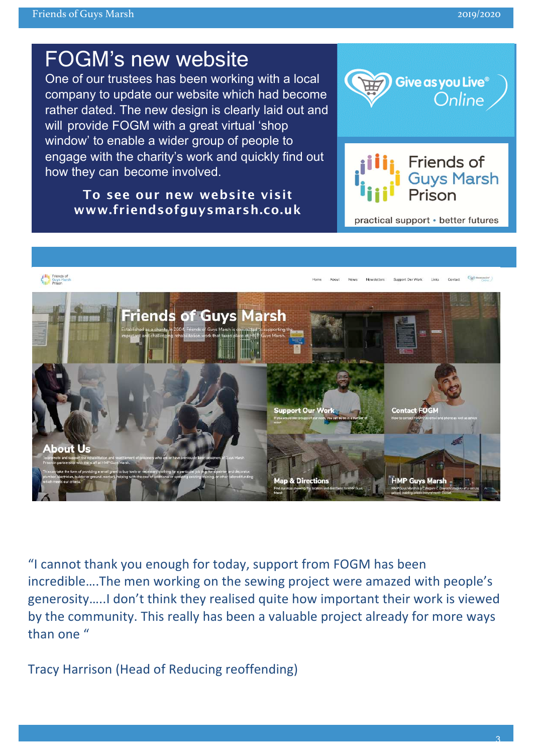# FOGM's new website

One of our trustees has been working with a local company to update our website which had become rather dated. The new design is clearly laid out and will provide FOGM with a great virtual 'shop window' to enable a wider group of people to engage with the charity's work and quickly find out how they can become involved.

**To see our new website visit www.friendsofguysmarsh.co.uk**

"I cannot thank you enough for today, support from FOGM has been incredible….The men working on the sewing project were amazed with people's generosity…..I don't think they realised quite how important their work is viewed by the community. This really has been a valuable project already for more ways than one "

Tracy Harrison (Head of Reducing reoffending)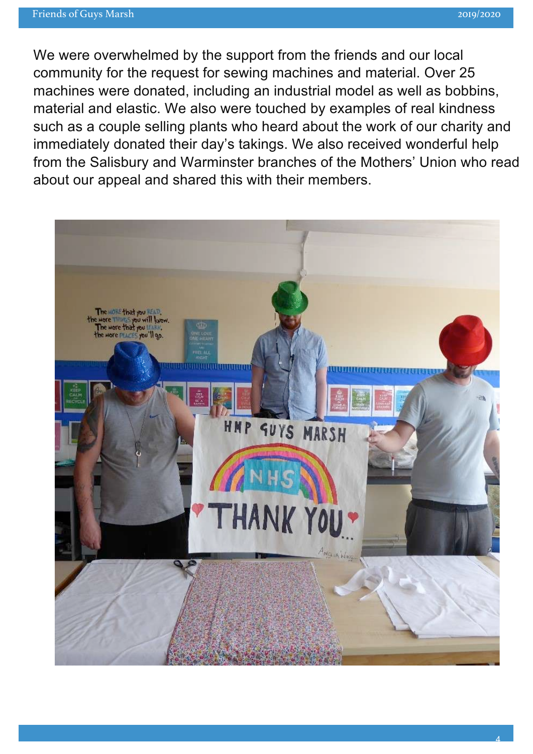We were overwhelmed by the support from the friends and our local community for the request for sewing machines and material. Over 25 machines were donated, including an industrial model as well as bobbins, material and elastic. We also were touched by examples of real kindness such as a couple selling plants who heard about the work of our charity and immediately donated their day's takings. We also received wonderful help from the Salisbury and Warminster branches of the Mothers' Union who read about our appeal and shared this with their members.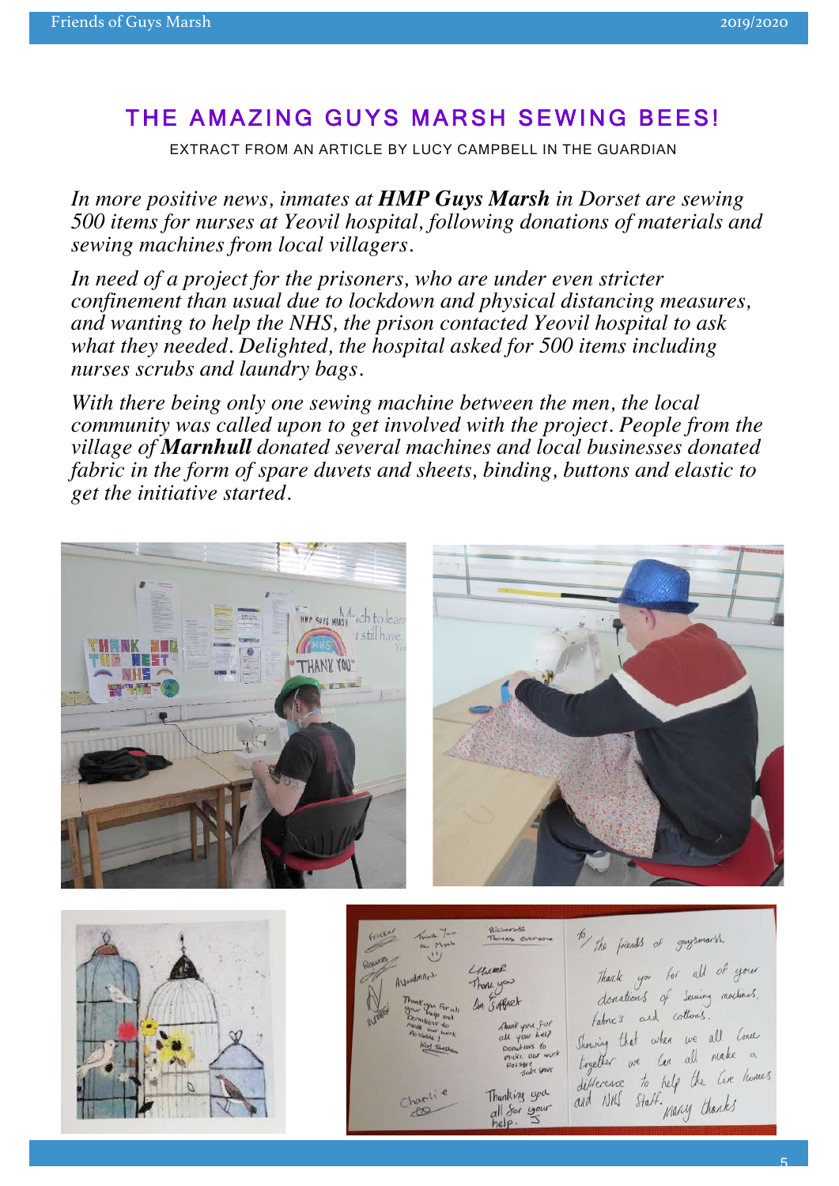# THE AMAZING GUYS MARSH SEWING BEES!

EXTRACT FROM AN ARTICLE BY LUCY CAMPBELL IN THE GUARDIAN

*In more positive news, inmates at **HMP Guys Marsh** in Dorset are sewing 500 items for nurses at Yeovil hospital, following donations of materials and sewing machines from local villagers.*

*In need of a project for the prisoners, who are under even stricter confinement than usual due to lockdown and physical distancing measures, and wanting to help the NHS, the prison contacted Yeovil hospital to ask what they needed. Delighted, the hospital asked for 500 items including nurses scrubs and laundry bags.*

*With there being only one sewing machine between the men, the local community was called upon to get involved with the project. People from the village of **Marnhull** donated several machines and local businesses donated fabric in the form of spare duvets and sheets, binding, buttons and elastic to get the initiative started.*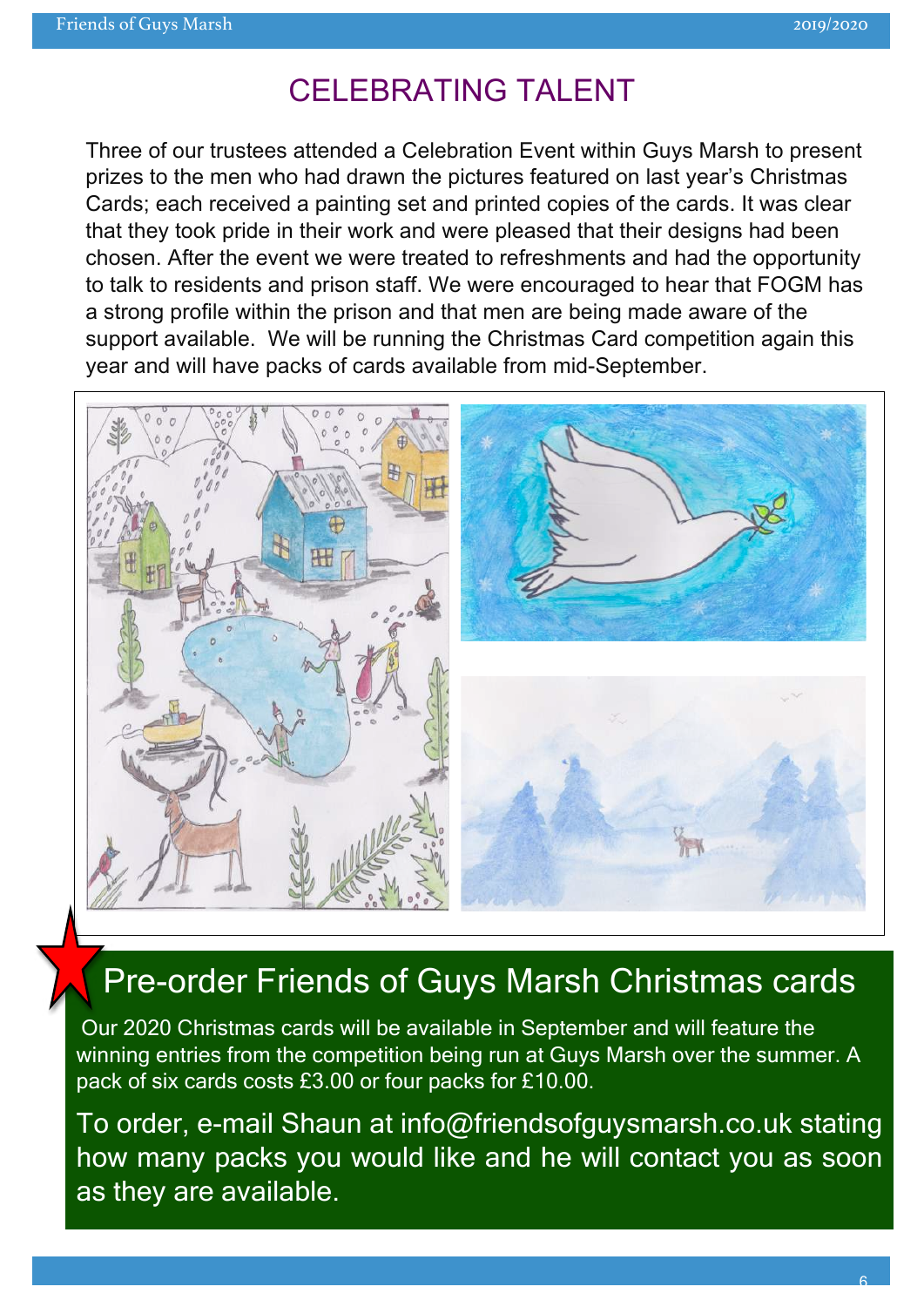## CELEBRATING TALENT

Three of our trustees attended a Celebration Event within Guys Marsh to present prizes to the men who had drawn the pictures featured on last year's Christmas Cards; each received a painting set and printed copies of the cards. It was clear that they took pride in their work and were pleased that their designs had been chosen. After the event we were treated to refreshments and had the opportunity to talk to residents and prison staff. We were encouraged to hear that FOGM has a strong profile within the prison and that men are being made aware of the support available. We will be running the Christmas Card competition again this year and will have packs of cards available from mid-September.

## Pre-order Friends of Guys Marsh Christmas cards

Our 2020 Christmas cards will be available in September and will feature the winning entries from the competition being run at Guys Marsh over the summer. A pack of six cards costs £3.00 or four packs for £10.00.

To order, e-mail Shaun at info@friendsofguysmarsh.co.uk stating how many packs you would like and he will contact you as soon as they are available.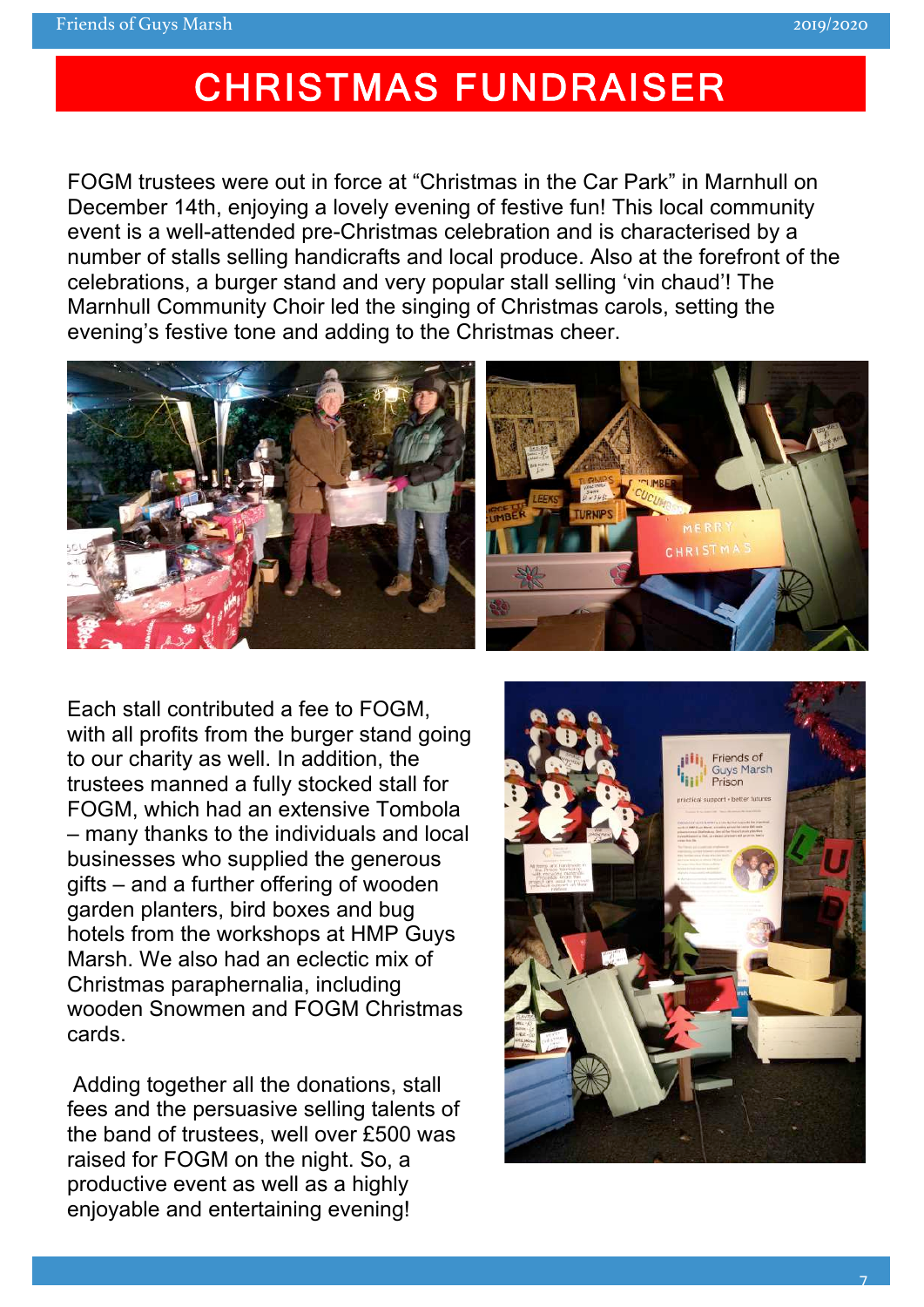# CHRISTMAS FUNDRAISER

FOGM trustees were out in force at “Christmas in the Car Park” in Marnhull on December 14th, enjoying a lovely evening of festive fun! This local community event is a well-attended pre-Christmas celebration and is characterised by a number of stalls selling handicrafts and local produce. Also at the forefront of the celebrations, a burger stand and very popular stall selling ‘vin chaud’! The Marnhull Community Choir led the singing of Christmas carols, setting the evening’s festive tone and adding to the Christmas cheer.

Each stall contributed a fee to FOGM, with all profits from the burger stand going to our charity as well. In addition, the trustees manned a fully stocked stall for FOGM, which had an extensive Tombola – many thanks to the individuals and local businesses who supplied the generous gifts – and a further offering of wooden garden planters, bird boxes and bug hotels from the workshops at HMP Guys Marsh. We also had an eclectic mix of Christmas paraphernalia, including wooden Snowmen and FOGM Christmas cards.

Adding together all the donations, stall fees and the persuasive selling talents of the band of trustees, well over £500 was raised for FOGM on the night. So, a productive event as well as a highly enjoyable and entertaining evening!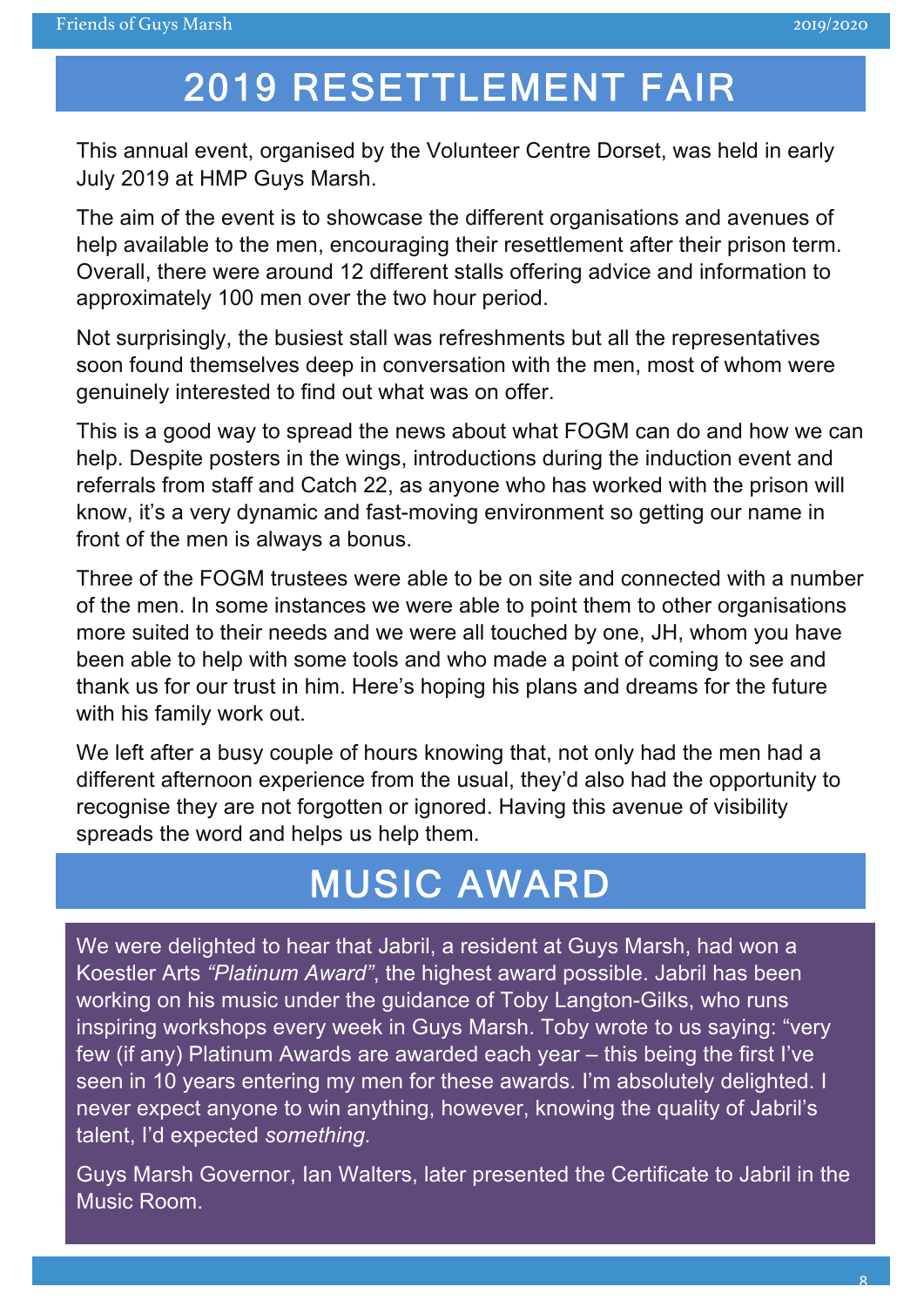# 2019 RESETTLEMENT FAIR

This annual event, organised by the Volunteer Centre Dorset, was held in early July 2019 at HMP Guys Marsh.

The aim of the event is to showcase the different organisations and avenues of help available to the men, encouraging their resettlement after their prison term. Overall, there were around 12 different stalls offering advice and information to approximately 100 men over the two hour period.

Not surprisingly, the busiest stall was refreshments but all the representatives soon found themselves deep in conversation with the men, most of whom were genuinely interested to find out what was on offer.

This is a good way to spread the news about what FOGM can do and how we can help. Despite posters in the wings, introductions during the induction event and referrals from staff and Catch 22, as anyone who has worked with the prison will know, it's a very dynamic and fast-moving environment so getting our name in front of the men is always a bonus.

Three of the FOGM trustees were able to be on site and connected with a number of the men. In some instances we were able to point them to other organisations more suited to their needs and we were all touched by one, JH, whom you have been able to help with some tools and who made a point of coming to see and thank us for our trust in him. Here's hoping his plans and dreams for the future with his family work out.

We left after a busy couple of hours knowing that, not only had the men had a different afternoon experience from the usual, they'd also had the opportunity to recognise they are not forgotten or ignored. Having this avenue of visibility spreads the word and helps us help them.

# MUSIC AWARD

We were delighted to hear that Jabril, a resident at Guys Marsh, had won a Koestler Arts *"Platinum Award"*, the highest award possible. Jabril has been working on his music under the guidance of Toby Langton-Gilks, who runs inspiring workshops every week in Guys Marsh. Toby wrote to us saying: "very few (if any) Platinum Awards are awarded each year – this being the first I've seen in 10 years entering my men for these awards. I'm absolutely delighted. I never expect anyone to win anything, however, knowing the quality of Jabril's talent, I'd expected *something.*

Guys Marsh Governor, Ian Walters, later presented the Certificate to Jabril in the Music Room.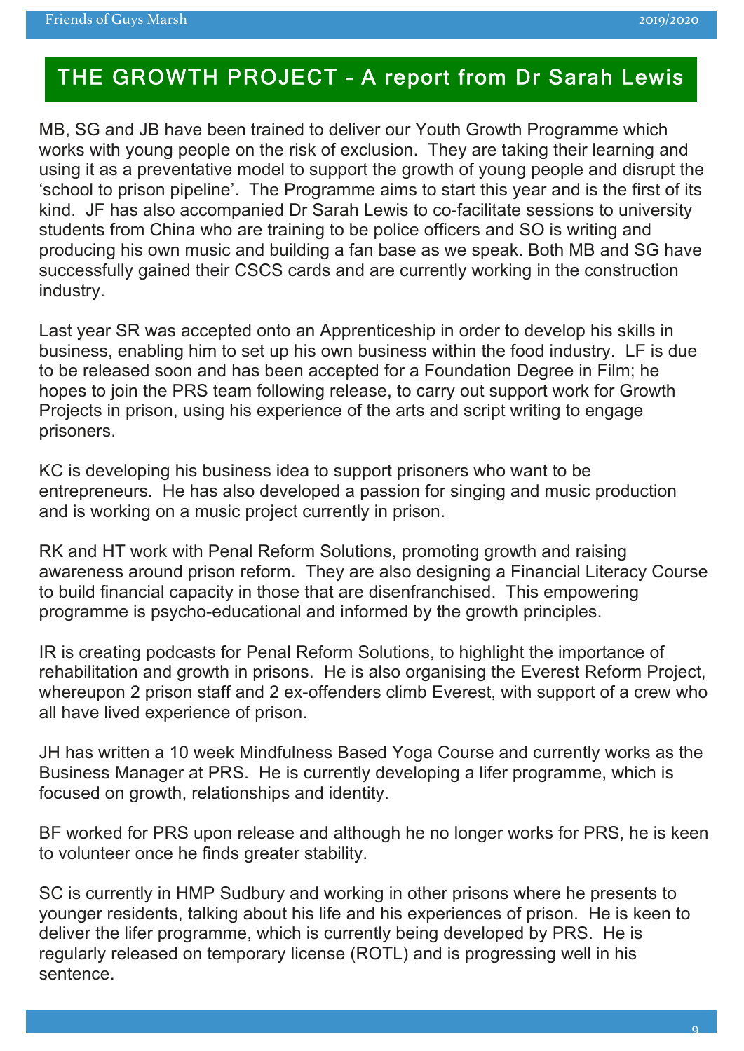# THE GROWTH PROJECT - A report from Dr Sarah Lewis

MB, SG and JB have been trained to deliver our Youth Growth Programme which works with young people on the risk of exclusion. They are taking their learning and using it as a preventative model to support the growth of young people and disrupt the 'school to prison pipeline'. The Programme aims to start this year and is the first of its kind. JF has also accompanied Dr Sarah Lewis to co-facilitate sessions to university students from China who are training to be police officers and SO is writing and producing his own music and building a fan base as we speak. Both MB and SG have successfully gained their CSCS cards and are currently working in the construction industry.

Last year SR was accepted onto an Apprenticeship in order to develop his skills in business, enabling him to set up his own business within the food industry. LF is due to be released soon and has been accepted for a Foundation Degree in Film; he hopes to join the PRS team following release, to carry out support work for Growth Projects in prison, using his experience of the arts and script writing to engage prisoners.

KC is developing his business idea to support prisoners who want to be entrepreneurs. He has also developed a passion for singing and music production and is working on a music project currently in prison.

RK and HT work with Penal Reform Solutions, promoting growth and raising awareness around prison reform. They are also designing a Financial Literacy Course to build financial capacity in those that are disenfranchised. This empowering programme is psycho-educational and informed by the growth principles.

IR is creating podcasts for Penal Reform Solutions, to highlight the importance of rehabilitation and growth in prisons. He is also organising the Everest Reform Project, whereupon 2 prison staff and 2 ex-offenders climb Everest, with support of a crew who all have lived experience of prison.

JH has written a 10 week Mindfulness Based Yoga Course and currently works as the Business Manager at PRS. He is currently developing a lifer programme, which is focused on growth, relationships and identity.

BF worked for PRS upon release and although he no longer works for PRS, he is keen to volunteer once he finds greater stability.

SC is currently in HMP Sudbury and working in other prisons where he presents to younger residents, talking about his life and his experiences of prison. He is keen to deliver the lifer programme, which is currently being developed by PRS. He is regularly released on temporary license (ROTL) and is progressing well in his sentence.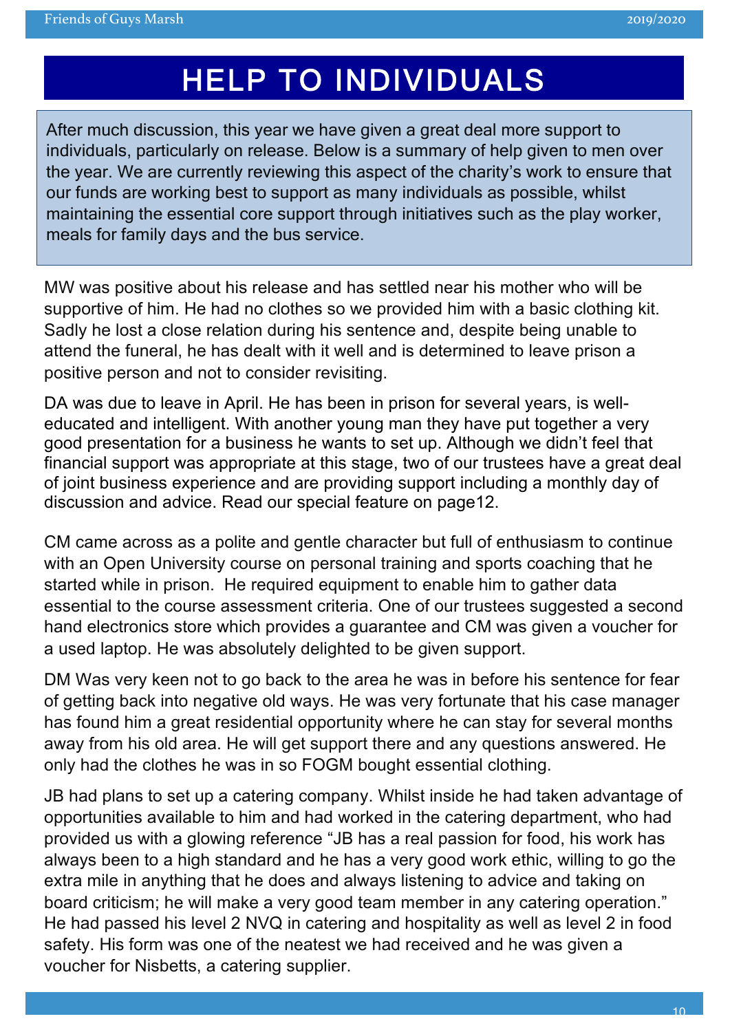# HELP TO INDIVIDUALS

After much discussion, this year we have given a great deal more support to individuals, particularly on release. Below is a summary of help given to men over the year. We are currently reviewing this aspect of the charity's work to ensure that our funds are working best to support as many individuals as possible, whilst maintaining the essential core support through initiatives such as the play worker, meals for family days and the bus service.

MW was positive about his release and has settled near his mother who will be supportive of him. He had no clothes so we provided him with a basic clothing kit. Sadly he lost a close relation during his sentence and, despite being unable to attend the funeral, he has dealt with it well and is determined to leave prison a positive person and not to consider revisiting.

DA was due to leave in April. He has been in prison for several years, is well-educated and intelligent. With another young man they have put together a very good presentation for a business he wants to set up. Although we didn't feel that financial support was appropriate at this stage, two of our trustees have a great deal of joint business experience and are providing support including a monthly day of discussion and advice. Read our special feature on page12.

CM came across as a polite and gentle character but full of enthusiasm to continue with an Open University course on personal training and sports coaching that he started while in prison. He required equipment to enable him to gather data essential to the course assessment criteria. One of our trustees suggested a second hand electronics store which provides a guarantee and CM was given a voucher for a used laptop. He was absolutely delighted to be given support.

DM Was very keen not to go back to the area he was in before his sentence for fear of getting back into negative old ways. He was very fortunate that his case manager has found him a great residential opportunity where he can stay for several months away from his old area. He will get support there and any questions answered. He only had the clothes he was in so FOGM bought essential clothing.

JB had plans to set up a catering company. Whilst inside he had taken advantage of opportunities available to him and had worked in the catering department, who had provided us with a glowing reference "JB has a real passion for food, his work has always been to a high standard and he has a very good work ethic, willing to go the extra mile in anything that he does and always listening to advice and taking on board criticism; he will make a very good team member in any catering operation." He had passed his level 2 NVQ in catering and hospitality as well as level 2 in food safety. His form was one of the neatest we had received and he was given a voucher for Nisbetts, a catering supplier.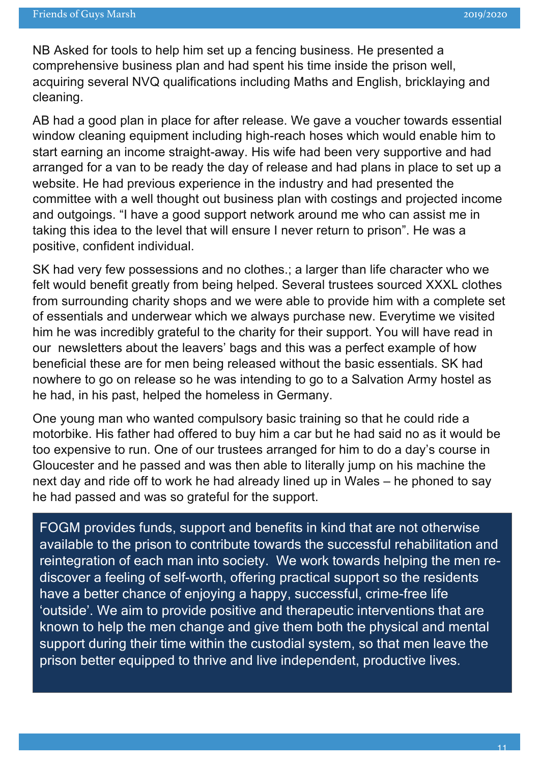NB Asked for tools to help him set up a fencing business. He presented a comprehensive business plan and had spent his time inside the prison well, acquiring several NVQ qualifications including Maths and English, bricklaying and cleaning.

AB had a good plan in place for after release. We gave a voucher towards essential window cleaning equipment including high-reach hoses which would enable him to start earning an income straight-away. His wife had been very supportive and had arranged for a van to be ready the day of release and had plans in place to set up a website. He had previous experience in the industry and had presented the committee with a well thought out business plan with costings and projected income and outgoings. "I have a good support network around me who can assist me in taking this idea to the level that will ensure I never return to prison". He was a positive, confident individual.

SK had very few possessions and no clothes.; a larger than life character who we felt would benefit greatly from being helped. Several trustees sourced XXXL clothes from surrounding charity shops and we were able to provide him with a complete set of essentials and underwear which we always purchase new. Everytime we visited him he was incredibly grateful to the charity for their support. You will have read in our newsletters about the leavers' bags and this was a perfect example of how beneficial these are for men being released without the basic essentials. SK had nowhere to go on release so he was intending to go to a Salvation Army hostel as he had, in his past, helped the homeless in Germany.

One young man who wanted compulsory basic training so that he could ride a motorbike. His father had offered to buy him a car but he had said no as it would be too expensive to run. One of our trustees arranged for him to do a day's course in Gloucester and he passed and was then able to literally jump on his machine the next day and ride off to work he had already lined up in Wales – he phoned to say he had passed and was so grateful for the support.

FOGM provides funds, support and benefits in kind that are not otherwise available to the prison to contribute towards the successful rehabilitation and reintegration of each man into society. We work towards helping the men re-discover a feeling of self-worth, offering practical support so the residents have a better chance of enjoying a happy, successful, crime-free life 'outside'. We aim to provide positive and therapeutic interventions that are known to help the men change and give them both the physical and mental support during their time within the custodial system, so that men leave the prison better equipped to thrive and live independent, productive lives.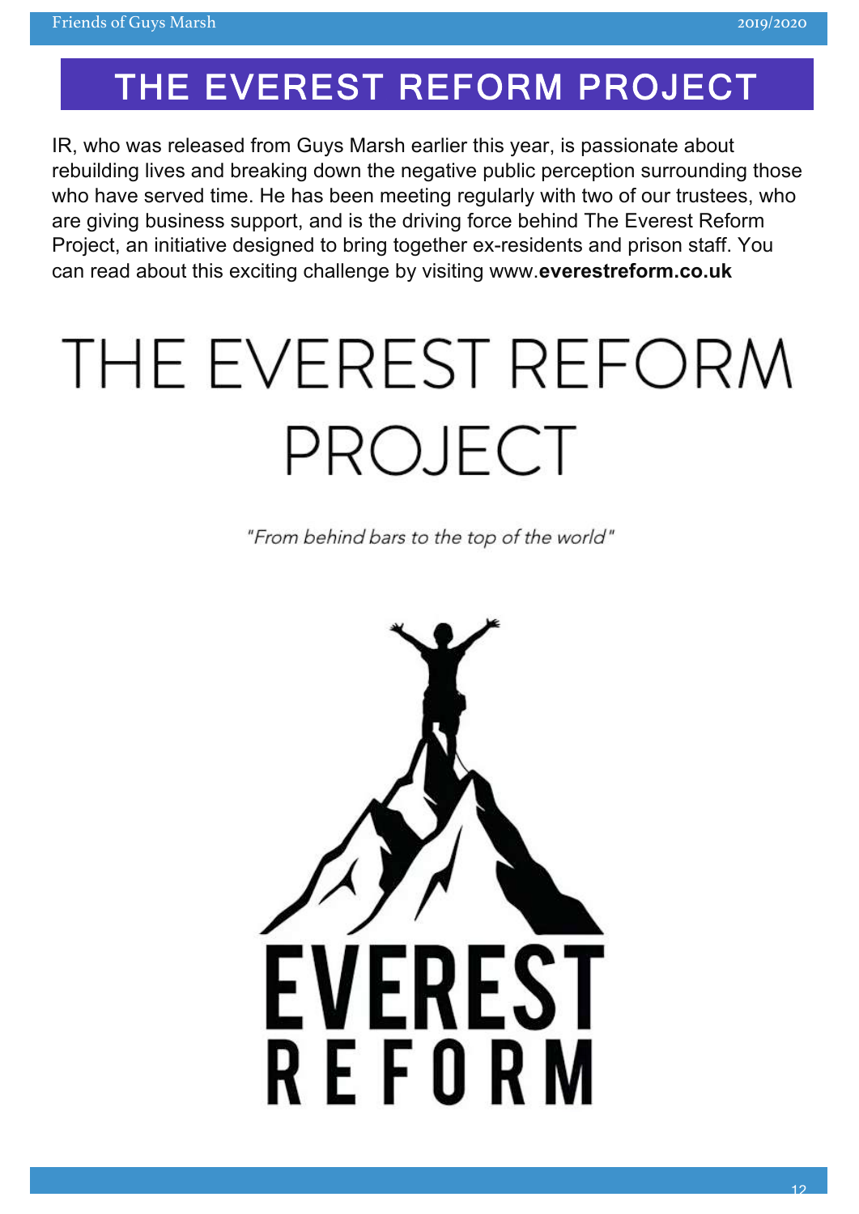# THE EVEREST REFORM PROJECT

IR, who was released from Guys Marsh earlier this year, is passionate about rebuilding lives and breaking down the negative public perception surrounding those who have served time. He has been meeting regularly with two of our trustees, who are giving business support, and is the driving force behind The Everest Reform Project, an initiative designed to bring together ex-residents and prison staff. You can read about this exciting challenge by visiting www.**everestreform.co.uk**

## THE EVEREST REFORM PROJECT

*"From behind bars to the top of the world"*

EVEREST REFORM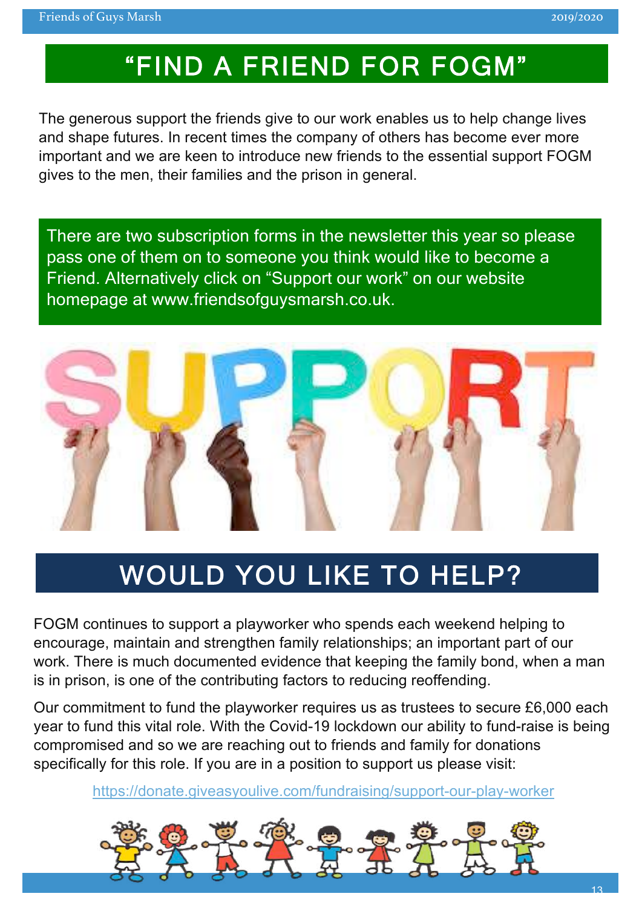# "FIND A FRIEND FOR FOGM"

The generous support the friends give to our work enables us to help change lives and shape futures. In recent times the company of others has become ever more important and we are keen to introduce new friends to the essential support FOGM gives to the men, their families and the prison in general.

There are two subscription forms in the newsletter this year so please pass one of them on to someone you think would like to become a Friend. Alternatively click on "Support our work" on our website homepage at www.friendsofguysmarsh.co.uk.

# WOULD YOU LIKE TO HELP?

FOGM continues to support a playworker who spends each weekend helping to encourage, maintain and strengthen family relationships; an important part of our work. There is much documented evidence that keeping the family bond, when a man is in prison, is one of the contributing factors to reducing reoffending.

Our commitment to fund the playworker requires us as trustees to secure £6,000 each year to fund this vital role. With the Covid-19 lockdown our ability to fund-raise is being compromised and so we are reaching out to friends and family for donations specifically for this role. If you are in a position to support us please visit:

https://donate.giveasyoulive.com/fundraising/support-our-play-worker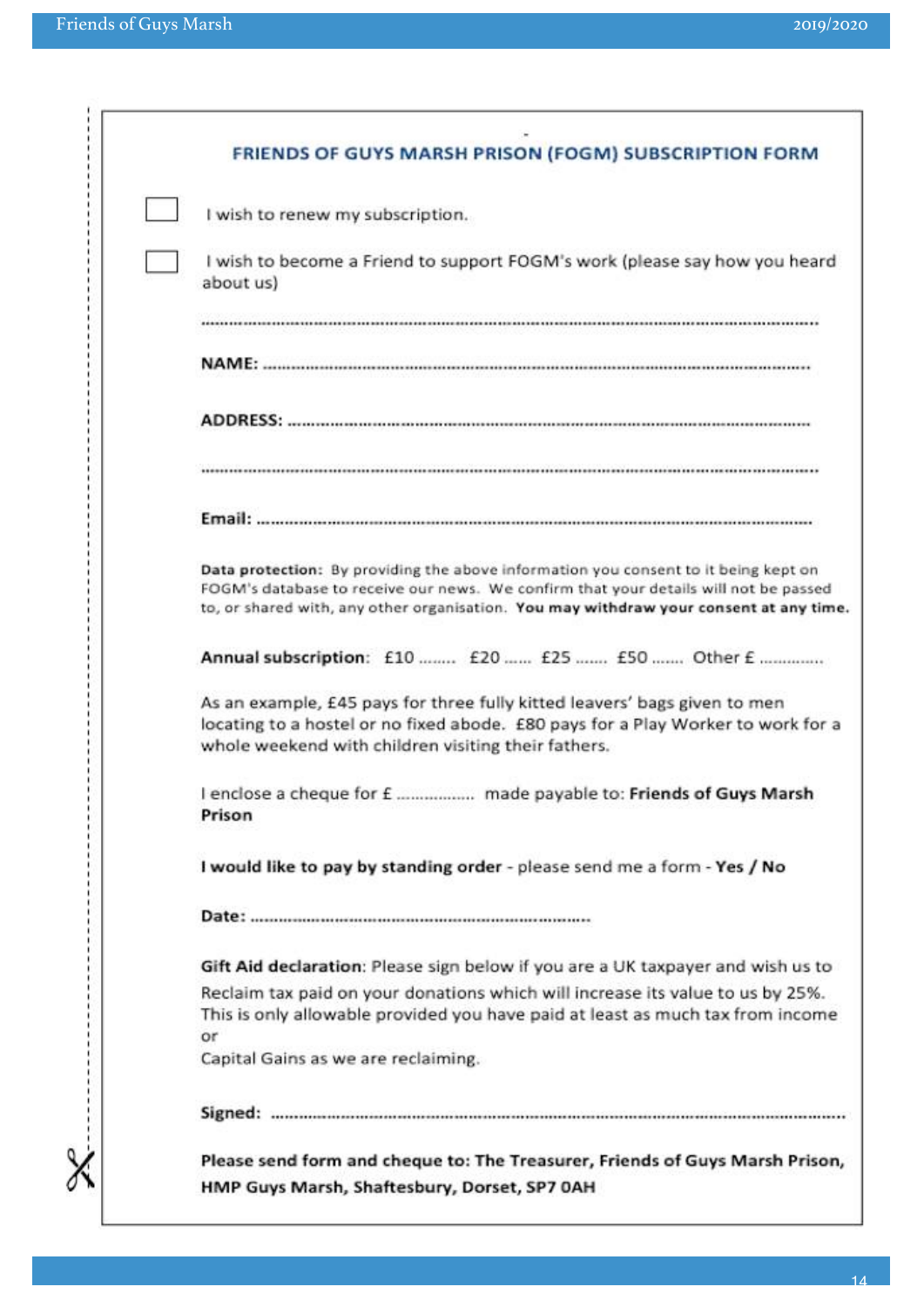## FRIENDS OF GUYS MARSH PRISON (FOGM) SUBSCRIPTION FORM

☐ I wish to renew my subscription.

☐ I wish to become a Friend to support FOGM's work (please say how you heard about us)

..........................................................................................................................

**NAME:** ..........................................................................................................

**ADDRESS:** .....................................................................................................

..........................................................................................................................

**Email:** ..........................................................................................................

**Data protection:** By providing the above information you consent to it being kept on FOGM's database to receive our news. We confirm that your details will not be passed to, or shared with, any other organisation. **You may withdraw your consent at any time.**

**Annual subscription:** £10 ........ £20 ...... £25 ....... £50 ....... Other £ .............

As an example, £45 pays for three fully kitted leavers' bags given to men locating to a hostel or no fixed abode. £80 pays for a Play Worker to work for a whole weekend with children visiting their fathers.

I enclose a cheque for £ ................ made payable to: **Friends of Guys Marsh Prison**

**I would like to pay by standing order** - please send me a form - **Yes / No**

**Date:** ..........................................................................

**Gift Aid declaration**: Please sign below if you are a UK taxpayer and wish us to Reclaim tax paid on your donations which will increase its value to us by 25%. This is only allowable provided you have paid at least as much tax from income or Capital Gains as we are reclaiming.

**Signed:** ..........................................................................................................

**Please send form and cheque to: The Treasurer, Friends of Guys Marsh Prison, HMP Guys Marsh, Shaftesbury, Dorset, SP7 0AH**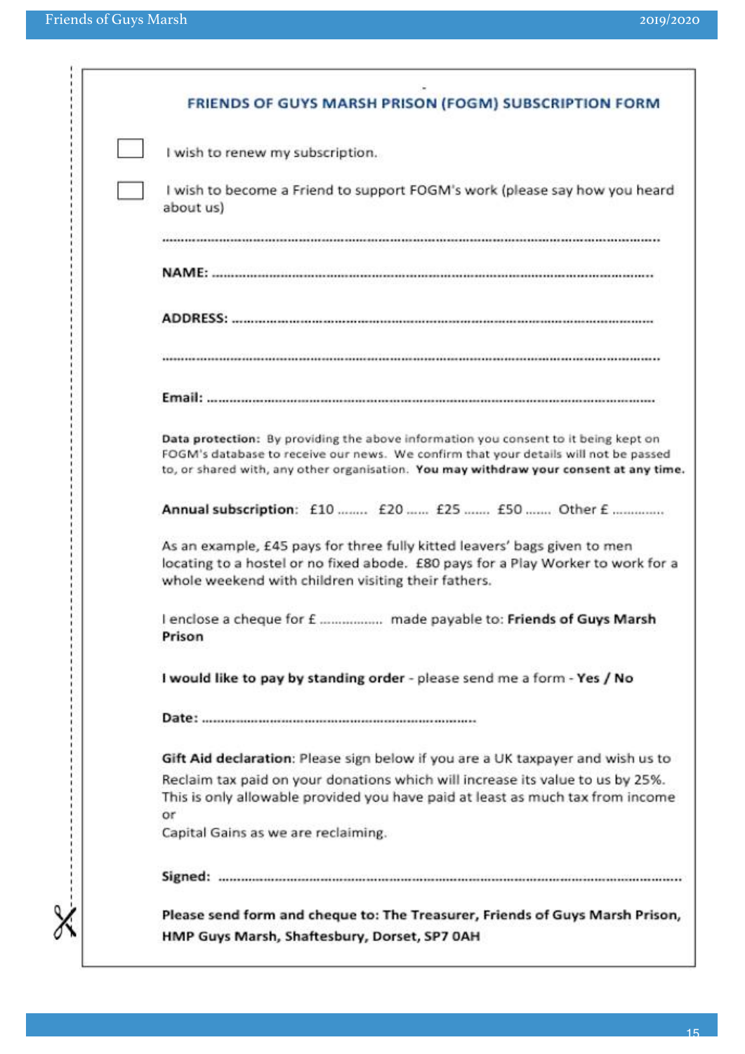## FRIENDS OF GUYS MARSH PRISON (FOGM) SUBSCRIPTION FORM

☐ I wish to renew my subscription.

☐ I wish to become a Friend to support FOGM's work (please say how you heard about us)

..............................................................................................................................

**NAME:** ..................................................................................................................

**ADDRESS:** ..............................................................................................................

..............................................................................................................................

**Email:** ....................................................................................................................

**Data protection:** By providing the above information you consent to it being kept on FOGM's database to receive our news. We confirm that your details will not be passed to, or shared with, any other organisation. **You may withdraw your consent at any time.**

**Annual subscription:** £10 ........ £20 ...... £25 ....... £50 ....... Other £ .............

As an example, £45 pays for three fully kitted leavers' bags given to men locating to a hostel or no fixed abode. £80 pays for a Play Worker to work for a whole weekend with children visiting their fathers.

I enclose a cheque for £ ................ made payable to: **Friends of Guys Marsh Prison**

**I would like to pay by standing order** - please send me a form - **Yes / No**

**Date:** ........................................................................

**Gift Aid declaration**: Please sign below if you are a UK taxpayer and wish us to Reclaim tax paid on your donations which will increase its value to us by 25%. This is only allowable provided you have paid at least as much tax from income or Capital Gains as we are reclaiming.

**Signed:** ..................................................................................................................

**Please send form and cheque to: The Treasurer, Friends of Guys Marsh Prison, HMP Guys Marsh, Shaftesbury, Dorset, SP7 0AH**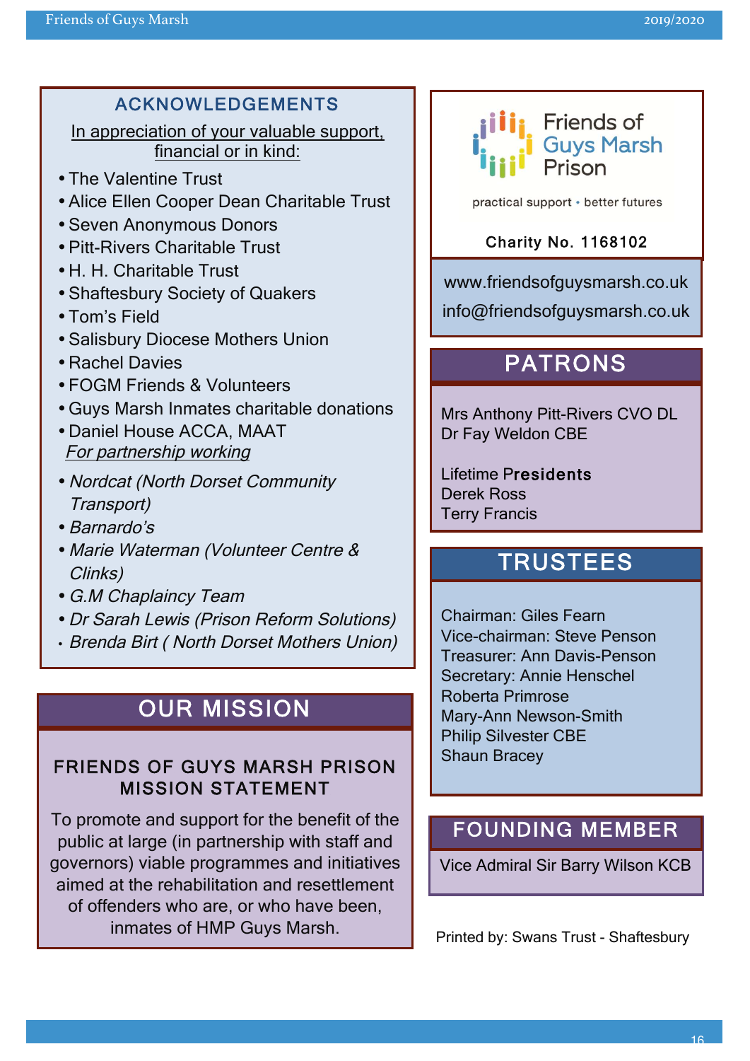## ACKNOWLEDGEMENTS

In appreciation of your valuable support, financial or in kind:

- The Valentine Trust
- Alice Ellen Cooper Dean Charitable Trust
- Seven Anonymous Donors
- Pitt-Rivers Charitable Trust
- H. H. Charitable Trust
- Shaftesbury Society of Quakers
- Tom's Field
- Salisbury Diocese Mothers Union
- Rachel Davies
- FOGM Friends & Volunteers
- Guys Marsh Inmates charitable donations
- Daniel House ACCA, MAAT

*For partnership working*

- *Nordcat (North Dorset Community Transport)*
- *Barnardo's*
- *Marie Waterman (Volunteer Centre & Clinks)*
- *G.M Chaplaincy Team*
- *Dr Sarah Lewis (Prison Reform Solutions)*
- *Brenda Birt ( North Dorset Mothers Union)*

## OUR MISSION

### FRIENDS OF GUYS MARSH PRISON MISSION STATEMENT

To promote and support for the benefit of the public at large (in partnership with staff and governors) viable programmes and initiatives aimed at the rehabilitation and resettlement of offenders who are, or who have been, inmates of HMP Guys Marsh.

Friends of Guys Marsh Prison

practical support • better futures

Charity No. 1168102

www.friendsofguysmarsh.co.uk

info@friendsofguysmarsh.co.uk

## PATRONS

Mrs Anthony Pitt-Rivers CVO DL
Dr Fay Weldon CBE

Lifetime **Presidents**
Derek Ross
Terry Francis

## TRUSTEES

Chairman: Giles Fearn
Vice-chairman: Steve Penson
Treasurer: Ann Davis-Penson
Secretary: Annie Henschel
Roberta Primrose
Mary-Ann Newson-Smith
Philip Silvester CBE
Shaun Bracey

## FOUNDING MEMBER

Vice Admiral Sir Barry Wilson KCB

Printed by: Swans Trust - Shaftesbury